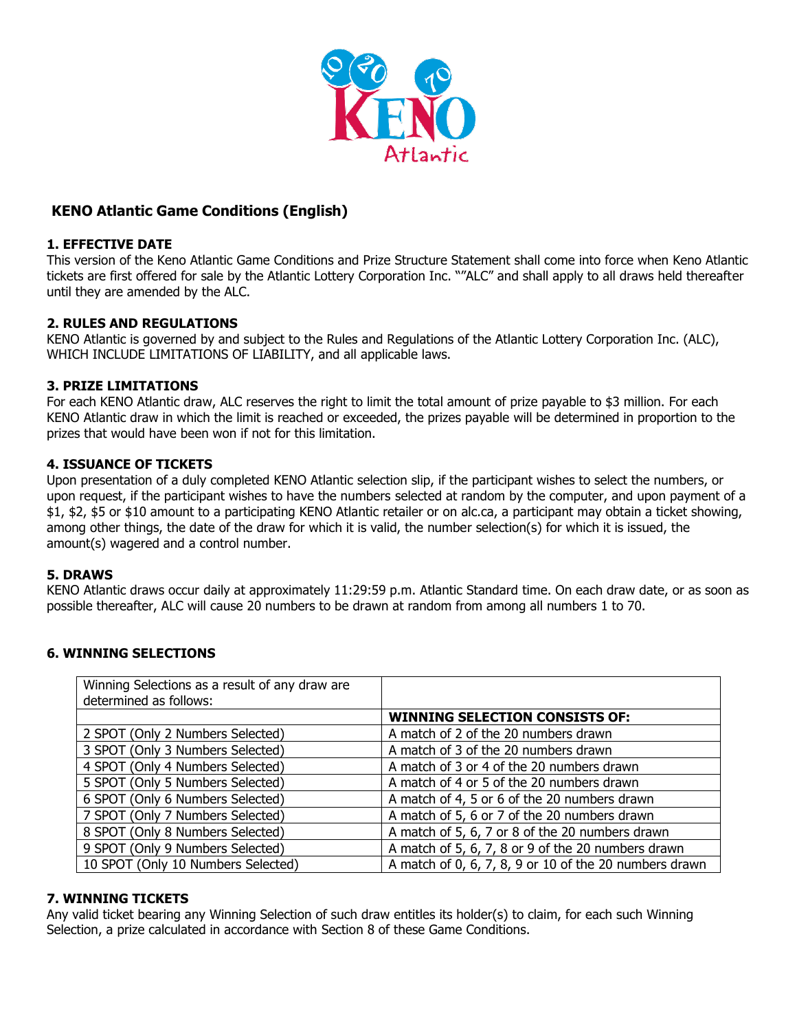# KENO Atlantic Game Conditions (English)

## 1. EFFECTIVE DATE

This version of the Keno Atlantic Game Conditions and Prize Structure Statement shall come into force when Keno Atlantic tickets are first offered for sale by the Atlantic Lottery Corporation Inc. ""ALC" and shall apply to all draws held thereafter until they are amended by the ALC.

## 2. RULES AND REGULATIONS

KENO Atlantic is governed by and subject to the Rules and Regulations of the Atlantic Lottery Corporation Inc. (ALC), WHICH INCLUDE LIMITATIONS OF LIABILITY, and all applicable laws.

## 3. PRIZE LIMITATIONS

For each KENO Atlantic draw, ALC reserves the right to limit the total amount of prize payable to $3 million. For each KENO Atlantic draw in which the limit is reached or exceeded, the prizes payable will be determined in proportion to the prizes that would have been won if not for this limitation.

## 4. ISSUANCE OF TICKETS

Upon presentation of a duly completed KENO Atlantic selection slip, if the participant wishes to select the numbers, or upon request, if the participant wishes to have the numbers selected at random by the computer, and upon payment of a $1, $2, $5 or $10 amount to a participating KENO Atlantic retailer or on alc.ca, a participant may obtain a ticket showing, among other things, the date of the draw for which it is valid, the number selection(s) for which it is issued, the amount(s) wagered and a control number.

## 5. DRAWS

KENO Atlantic draws occur daily at approximately 11:29:59 p.m. Atlantic Standard time. On each draw date, or as soon as possible thereafter, ALC will cause 20 numbers to be drawn at random from among all numbers 1 to 70.

## 6. WINNING SELECTIONS

| Winning Selections as a result of any draw are determined as follows: | |
|---|---|
| | **WINNING SELECTION CONSISTS OF:** |
| 2 SPOT (Only 2 Numbers Selected) | A match of 2 of the 20 numbers drawn |
| 3 SPOT (Only 3 Numbers Selected) | A match of 3 of the 20 numbers drawn |
| 4 SPOT (Only 4 Numbers Selected) | A match of 3 or 4 of the 20 numbers drawn |
| 5 SPOT (Only 5 Numbers Selected) | A match of 4 or 5 of the 20 numbers drawn |
| 6 SPOT (Only 6 Numbers Selected) | A match of 4, 5 or 6 of the 20 numbers drawn |
| 7 SPOT (Only 7 Numbers Selected) | A match of 5, 6 or 7 of the 20 numbers drawn |
| 8 SPOT (Only 8 Numbers Selected) | A match of 5, 6, 7 or 8 of the 20 numbers drawn |
| 9 SPOT (Only 9 Numbers Selected) | A match of 5, 6, 7, 8 or 9 of the 20 numbers drawn |
| 10 SPOT (Only 10 Numbers Selected) | A match of 0, 6, 7, 8, 9 or 10 of the 20 numbers drawn |

## 7. WINNING TICKETS

Any valid ticket bearing any Winning Selection of such draw entitles its holder(s) to claim, for each such Winning Selection, a prize calculated in accordance with Section 8 of these Game Conditions.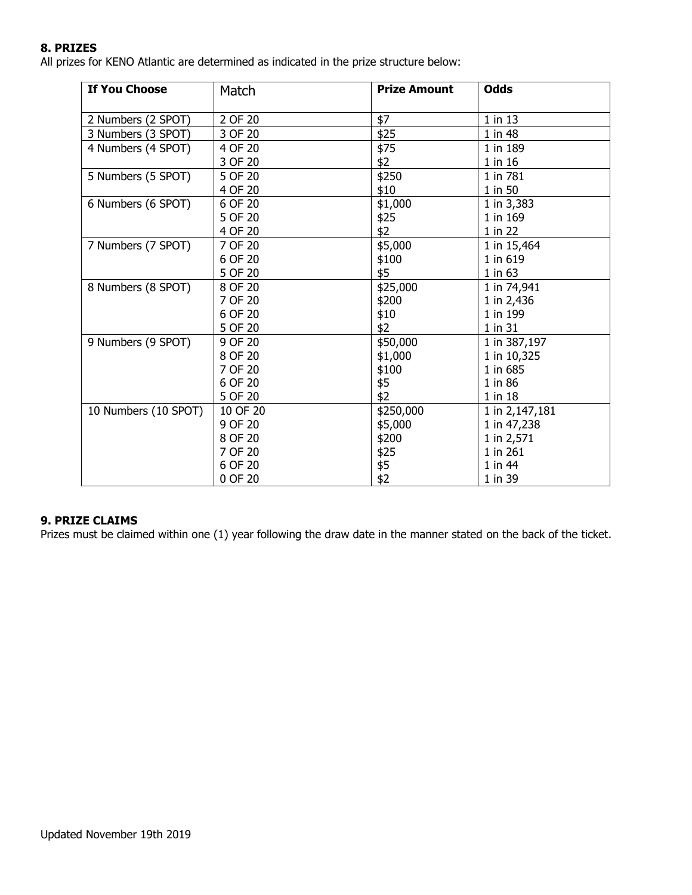**8. PRIZES**

All prizes for KENO Atlantic are determined as indicated in the prize structure below:

| If You Choose | Match | Prize Amount | Odds |
|---|---|---|---|
| 2 Numbers (2 SPOT) | 2 OF 20 | $7 | 1 in 13 |
| 3 Numbers (3 SPOT) | 3 OF 20 | $25 | 1 in 48 |
| 4 Numbers (4 SPOT) | 4 OF 20 | $75 | 1 in 189 |
| | 3 OF 20 | $2 | 1 in 16 |
| 5 Numbers (5 SPOT) | 5 OF 20 | $250 | 1 in 781 |
| | 4 OF 20 | $10 | 1 in 50 |
| 6 Numbers (6 SPOT) | 6 OF 20 | $1,000 | 1 in 3,383 |
| | 5 OF 20 | $25 | 1 in 169 |
| | 4 OF 20 | $2 | 1 in 22 |
| 7 Numbers (7 SPOT) | 7 OF 20 | $5,000 | 1 in 15,464 |
| | 6 OF 20 | $100 | 1 in 619 |
| | 5 OF 20 | $5 | 1 in 63 |
| 8 Numbers (8 SPOT) | 8 OF 20 | $25,000 | 1 in 74,941 |
| | 7 OF 20 | $200 | 1 in 2,436 |
| | 6 OF 20 | $10 | 1 in 199 |
| | 5 OF 20 | $2 | 1 in 31 |
| 9 Numbers (9 SPOT) | 9 OF 20 | $50,000 | 1 in 387,197 |
| | 8 OF 20 | $1,000 | 1 in 10,325 |
| | 7 OF 20 | $100 | 1 in 685 |
| | 6 OF 20 | $5 | 1 in 86 |
| | 5 OF 20 | $2 | 1 in 18 |
| 10 Numbers (10 SPOT) | 10 OF 20 | $250,000 | 1 in 2,147,181 |
| | 9 OF 20 | $5,000 | 1 in 47,238 |
| | 8 OF 20 | $200 | 1 in 2,571 |
| | 7 OF 20 | $25 | 1 in 261 |
| | 6 OF 20 | $5 | 1 in 44 |
| | 0 OF 20 | $2 | 1 in 39 |

**9. PRIZE CLAIMS**

Prizes must be claimed within one (1) year following the draw date in the manner stated on the back of the ticket.

Updated November 19th 2019